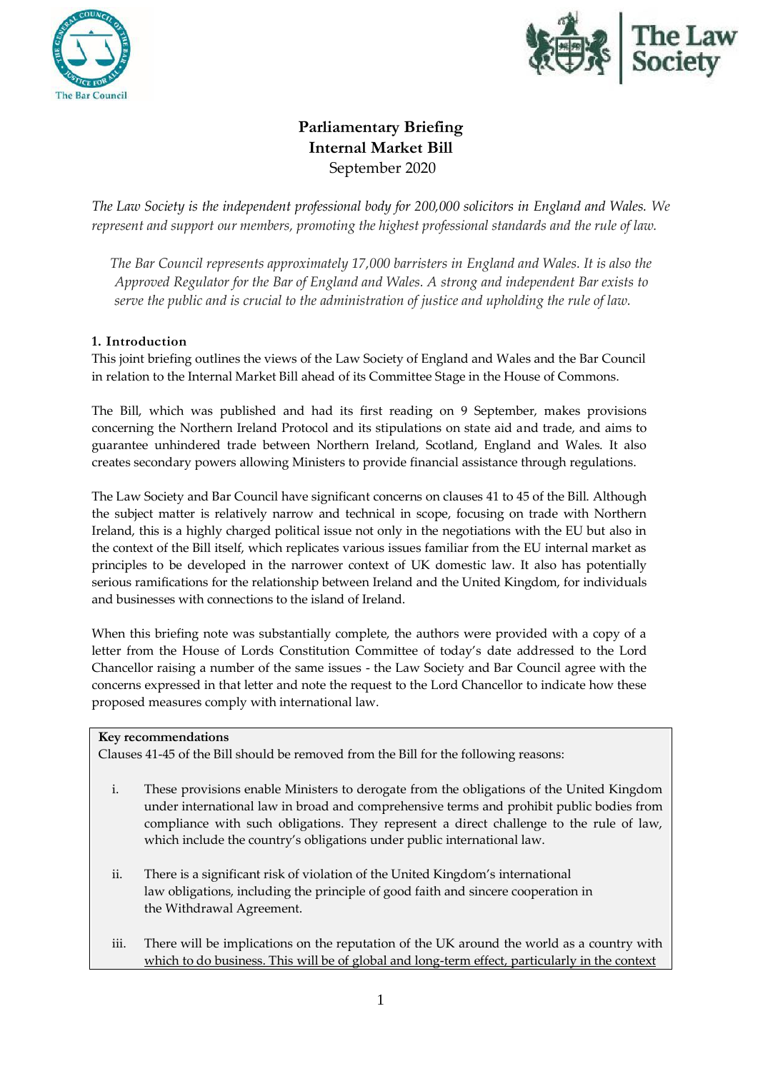# Parliamentary Briefing
## Internal Market Bill
September 2020

*The Law Society is the independent professional body for 200,000 solicitors in England and Wales. We represent and support our members, promoting the highest professional standards and the rule of law.*

*The Bar Council represents approximately 17,000 barristers in England and Wales. It is also the Approved Regulator for the Bar of England and Wales. A strong and independent Bar exists to serve the public and is crucial to the administration of justice and upholding the rule of law.*

### 1. Introduction

This joint briefing outlines the views of the Law Society of England and Wales and the Bar Council in relation to the Internal Market Bill ahead of its Committee Stage in the House of Commons.

The Bill, which was published and had its first reading on 9 September, makes provisions concerning the Northern Ireland Protocol and its stipulations on state aid and trade, and aims to guarantee unhindered trade between Northern Ireland, Scotland, England and Wales. It also creates secondary powers allowing Ministers to provide financial assistance through regulations.

The Law Society and Bar Council have significant concerns on clauses 41 to 45 of the Bill. Although the subject matter is relatively narrow and technical in scope, focusing on trade with Northern Ireland, this is a highly charged political issue not only in the negotiations with the EU but also in the context of the Bill itself, which replicates various issues familiar from the EU internal market as principles to be developed in the narrower context of UK domestic law. It also has potentially serious ramifications for the relationship between Ireland and the United Kingdom, for individuals and businesses with connections to the island of Ireland.

When this briefing note was substantially complete, the authors were provided with a copy of a letter from the House of Lords Constitution Committee of today's date addressed to the Lord Chancellor raising a number of the same issues - the Law Society and Bar Council agree with the concerns expressed in that letter and note the request to the Lord Chancellor to indicate how these proposed measures comply with international law.

**Key recommendations**

Clauses 41-45 of the Bill should be removed from the Bill for the following reasons:

i. These provisions enable Ministers to derogate from the obligations of the United Kingdom under international law in broad and comprehensive terms and prohibit public bodies from compliance with such obligations. They represent a direct challenge to the rule of law, which include the country's obligations under public international law.

ii. There is a significant risk of violation of the United Kingdom's international law obligations, including the principle of good faith and sincere cooperation in the Withdrawal Agreement.

iii. There will be implications on the reputation of the UK around the world as a country with which to do business. This will be of global and long-term effect, particularly in the context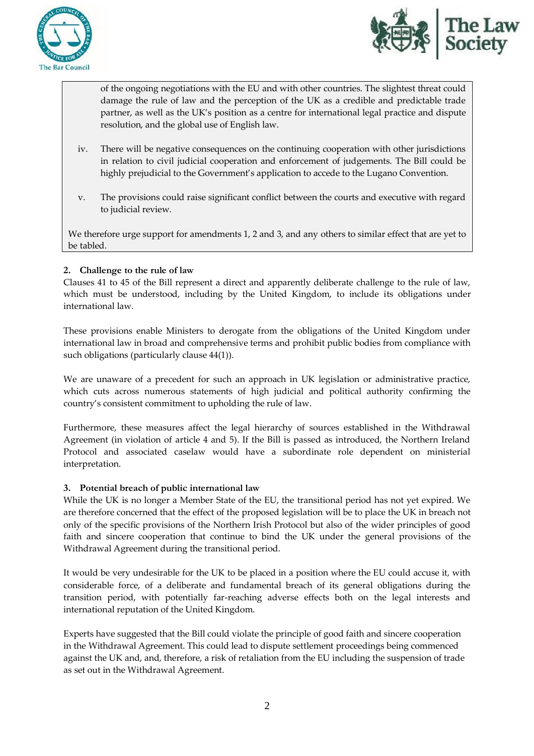of the ongoing negotiations with the EU and with other countries. The slightest threat could damage the rule of law and the perception of the UK as a credible and predictable trade partner, as well as the UK's position as a centre for international legal practice and dispute resolution, and the global use of English law.

iv. There will be negative consequences on the continuing cooperation with other jurisdictions in relation to civil judicial cooperation and enforcement of judgements. The Bill could be highly prejudicial to the Government's application to accede to the Lugano Convention.

v. The provisions could raise significant conflict between the courts and executive with regard to judicial review.

We therefore urge support for amendments 1, 2 and 3, and any others to similar effect that are yet to be tabled.

## 2. Challenge to the rule of law

Clauses 41 to 45 of the Bill represent a direct and apparently deliberate challenge to the rule of law, which must be understood, including by the United Kingdom, to include its obligations under international law.

These provisions enable Ministers to derogate from the obligations of the United Kingdom under international law in broad and comprehensive terms and prohibit public bodies from compliance with such obligations (particularly clause 44(1)).

We are unaware of a precedent for such an approach in UK legislation or administrative practice, which cuts across numerous statements of high judicial and political authority confirming the country's consistent commitment to upholding the rule of law.

Furthermore, these measures affect the legal hierarchy of sources established in the Withdrawal Agreement (in violation of article 4 and 5). If the Bill is passed as introduced, the Northern Ireland Protocol and associated caselaw would have a subordinate role dependent on ministerial interpretation.

## 3. Potential breach of public international law

While the UK is no longer a Member State of the EU, the transitional period has not yet expired. We are therefore concerned that the effect of the proposed legislation will be to place the UK in breach not only of the specific provisions of the Northern Irish Protocol but also of the wider principles of good faith and sincere cooperation that continue to bind the UK under the general provisions of the Withdrawal Agreement during the transitional period.

It would be very undesirable for the UK to be placed in a position where the EU could accuse it, with considerable force, of a deliberate and fundamental breach of its general obligations during the transition period, with potentially far-reaching adverse effects both on the legal interests and international reputation of the United Kingdom.

Experts have suggested that the Bill could violate the principle of good faith and sincere cooperation in the Withdrawal Agreement. This could lead to dispute settlement proceedings being commenced against the UK and, and, therefore, a risk of retaliation from the EU including the suspension of trade as set out in the Withdrawal Agreement.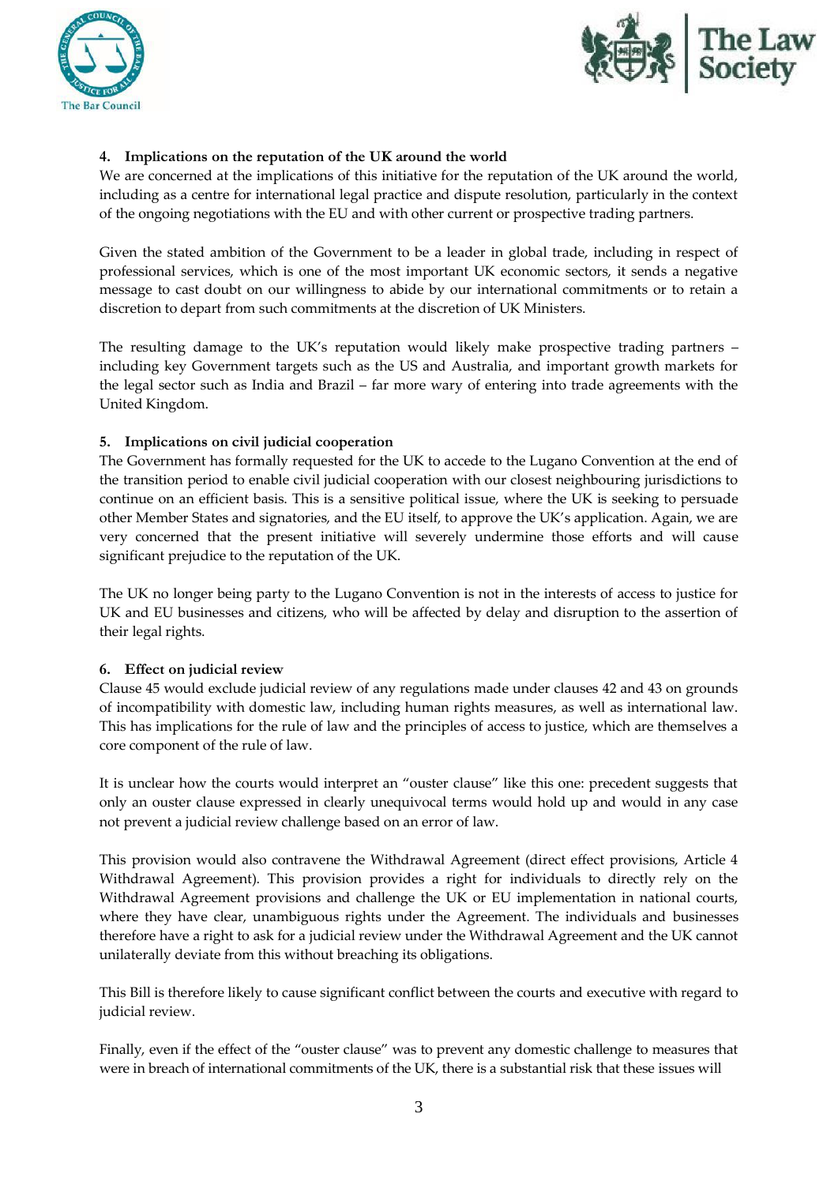### 4. Implications on the reputation of the UK around the world

We are concerned at the implications of this initiative for the reputation of the UK around the world, including as a centre for international legal practice and dispute resolution, particularly in the context of the ongoing negotiations with the EU and with other current or prospective trading partners.

Given the stated ambition of the Government to be a leader in global trade, including in respect of professional services, which is one of the most important UK economic sectors, it sends a negative message to cast doubt on our willingness to abide by our international commitments or to retain a discretion to depart from such commitments at the discretion of UK Ministers.

The resulting damage to the UK's reputation would likely make prospective trading partners – including key Government targets such as the US and Australia, and important growth markets for the legal sector such as India and Brazil – far more wary of entering into trade agreements with the United Kingdom.

### 5. Implications on civil judicial cooperation

The Government has formally requested for the UK to accede to the Lugano Convention at the end of the transition period to enable civil judicial cooperation with our closest neighbouring jurisdictions to continue on an efficient basis. This is a sensitive political issue, where the UK is seeking to persuade other Member States and signatories, and the EU itself, to approve the UK's application. Again, we are very concerned that the present initiative will severely undermine those efforts and will cause significant prejudice to the reputation of the UK.

The UK no longer being party to the Lugano Convention is not in the interests of access to justice for UK and EU businesses and citizens, who will be affected by delay and disruption to the assertion of their legal rights.

### 6. Effect on judicial review

Clause 45 would exclude judicial review of any regulations made under clauses 42 and 43 on grounds of incompatibility with domestic law, including human rights measures, as well as international law. This has implications for the rule of law and the principles of access to justice, which are themselves a core component of the rule of law.

It is unclear how the courts would interpret an "ouster clause" like this one: precedent suggests that only an ouster clause expressed in clearly unequivocal terms would hold up and would in any case not prevent a judicial review challenge based on an error of law.

This provision would also contravene the Withdrawal Agreement (direct effect provisions, Article 4 Withdrawal Agreement). This provision provides a right for individuals to directly rely on the Withdrawal Agreement provisions and challenge the UK or EU implementation in national courts, where they have clear, unambiguous rights under the Agreement. The individuals and businesses therefore have a right to ask for a judicial review under the Withdrawal Agreement and the UK cannot unilaterally deviate from this without breaching its obligations.

This Bill is therefore likely to cause significant conflict between the courts and executive with regard to judicial review.

Finally, even if the effect of the "ouster clause" was to prevent any domestic challenge to measures that were in breach of international commitments of the UK, there is a substantial risk that these issues will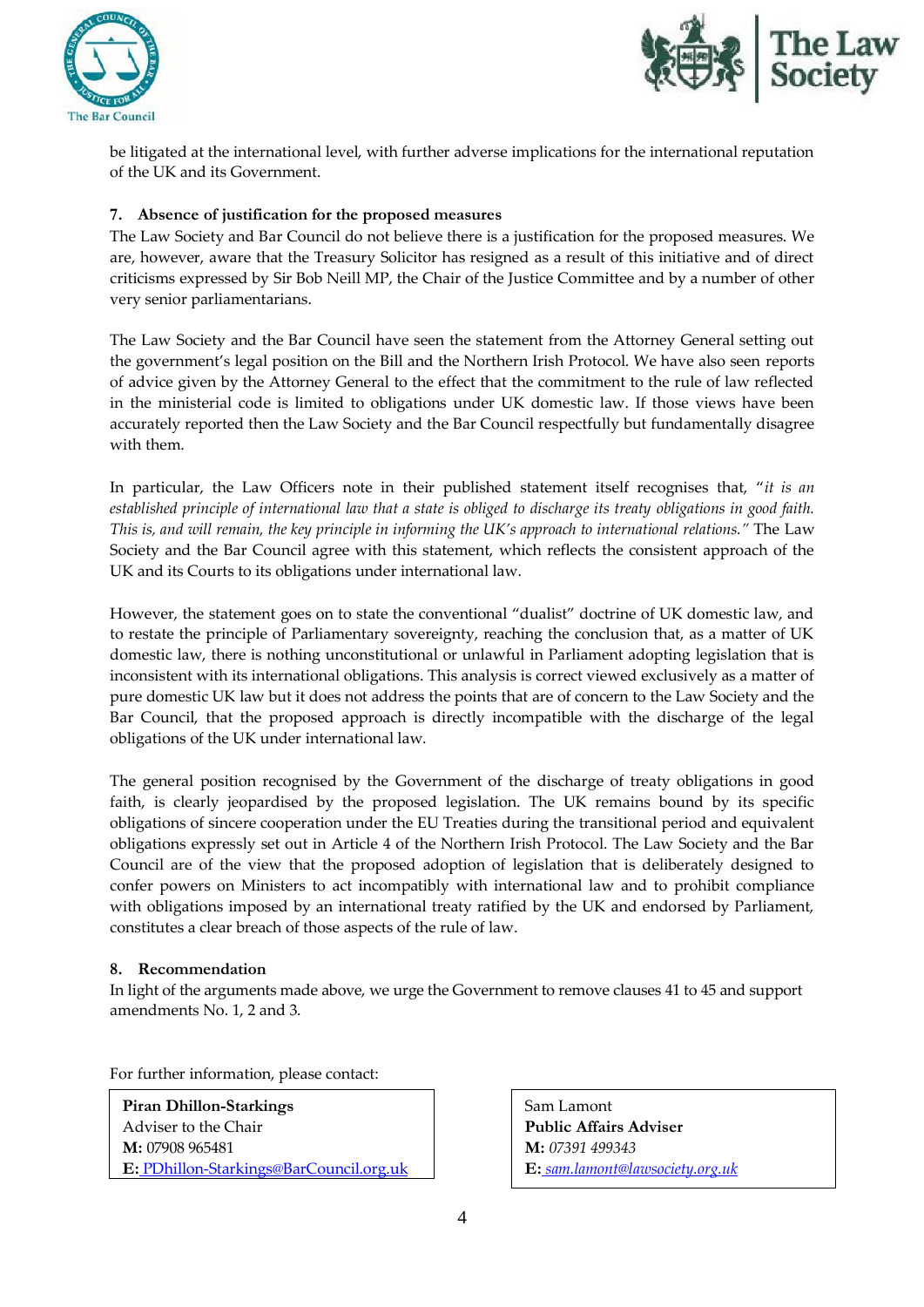be litigated at the international level, with further adverse implications for the international reputation of the UK and its Government.

### 7. Absence of justification for the proposed measures

The Law Society and Bar Council do not believe there is a justification for the proposed measures. We are, however, aware that the Treasury Solicitor has resigned as a result of this initiative and of direct criticisms expressed by Sir Bob Neill MP, the Chair of the Justice Committee and by a number of other very senior parliamentarians.

The Law Society and the Bar Council have seen the statement from the Attorney General setting out the government's legal position on the Bill and the Northern Irish Protocol. We have also seen reports of advice given by the Attorney General to the effect that the commitment to the rule of law reflected in the ministerial code is limited to obligations under UK domestic law. If those views have been accurately reported then the Law Society and the Bar Council respectfully but fundamentally disagree with them.

In particular, the Law Officers note in their published statement itself recognises that, "*it is an established principle of international law that a state is obliged to discharge its treaty obligations in good faith. This is, and will remain, the key principle in informing the UK's approach to international relations.*" The Law Society and the Bar Council agree with this statement, which reflects the consistent approach of the UK and its Courts to its obligations under international law.

However, the statement goes on to state the conventional "dualist" doctrine of UK domestic law, and to restate the principle of Parliamentary sovereignty, reaching the conclusion that, as a matter of UK domestic law, there is nothing unconstitutional or unlawful in Parliament adopting legislation that is inconsistent with its international obligations. This analysis is correct viewed exclusively as a matter of pure domestic UK law but it does not address the points that are of concern to the Law Society and the Bar Council, that the proposed approach is directly incompatible with the discharge of the legal obligations of the UK under international law.

The general position recognised by the Government of the discharge of treaty obligations in good faith, is clearly jeopardised by the proposed legislation. The UK remains bound by its specific obligations of sincere cooperation under the EU Treaties during the transitional period and equivalent obligations expressly set out in Article 4 of the Northern Irish Protocol. The Law Society and the Bar Council are of the view that the proposed adoption of legislation that is deliberately designed to confer powers on Ministers to act incompatibly with international law and to prohibit compliance with obligations imposed by an international treaty ratified by the UK and endorsed by Parliament, constitutes a clear breach of those aspects of the rule of law.

### 8. Recommendation

In light of the arguments made above, we urge the Government to remove clauses 41 to 45 and support amendments No. 1, 2 and 3.

For further information, please contact:

**Piran Dhillon-Starkings**
Adviser to the Chair
**M:** 07908 965481
**E:** PDhillon-Starkings@BarCouncil.org.uk

Sam Lamont
**Public Affairs Adviser**
**M:** *07391 499343*
**E:** *sam.lamont@lawsociety.org.uk*